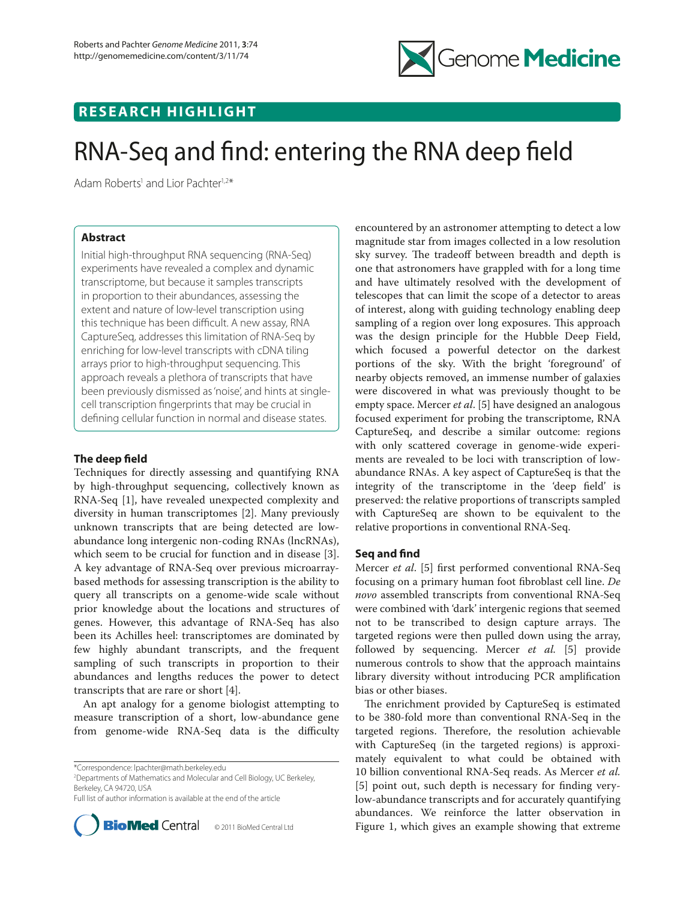## RESEARCH HIGHLIGHT

# RNA-Seq and find: entering the RNA deep field

Adam Roberts[1] and Lior Pachter[1,2]*

### Abstract

Initial high-throughput RNA sequencing (RNA-Seq) experiments have revealed a complex and dynamic transcriptome, but because it samples transcripts in proportion to their abundances, assessing the extent and nature of low-level transcription using this technique has been difficult. A new assay, RNA CaptureSeq, addresses this limitation of RNA-Seq by enriching for low-level transcripts with cDNA tiling arrays prior to high-throughput sequencing. This approach reveals a plethora of transcripts that have been previously dismissed as 'noise', and hints at single-cell transcription fingerprints that may be crucial in defining cellular function in normal and disease states.

### The deep field

Techniques for directly assessing and quantifying RNA by high-throughput sequencing, collectively known as RNA-Seq [1], have revealed unexpected complexity and diversity in human transcriptomes [2]. Many previously unknown transcripts that are being detected are low-abundance long intergenic non-coding RNAs (lncRNAs), which seem to be crucial for function and in disease [3]. A key advantage of RNA-Seq over previous microarray-based methods for assessing transcription is the ability to query all transcripts on a genome-wide scale without prior knowledge about the locations and structures of genes. However, this advantage of RNA-Seq has also been its Achilles heel: transcriptomes are dominated by few highly abundant transcripts, and the frequent sampling of such transcripts in proportion to their abundances and lengths reduces the power to detect transcripts that are rare or short [4].

An apt analogy for a genome biologist attempting to measure transcription of a short, low-abundance gene from genome-wide RNA-Seq data is the difficulty encountered by an astronomer attempting to detect a low magnitude star from images collected in a low resolution sky survey. The tradeoff between breadth and depth is one that astronomers have grappled with for a long time and have ultimately resolved with the development of telescopes that can limit the scope of a detector to areas of interest, along with guiding technology enabling deep sampling of a region over long exposures. This approach was the design principle for the Hubble Deep Field, which focused a powerful detector on the darkest portions of the sky. With the bright 'foreground' of nearby objects removed, an immense number of galaxies were discovered in what was previously thought to be empty space. Mercer *et al*. [5] have designed an analogous focused experiment for probing the transcriptome, RNA CaptureSeq, and describe a similar outcome: regions with only scattered coverage in genome-wide experiments are revealed to be loci with transcription of low-abundance RNAs. A key aspect of CaptureSeq is that the integrity of the transcriptome in the 'deep field' is preserved: the relative proportions of transcripts sampled with CaptureSeq are shown to be equivalent to the relative proportions in conventional RNA-Seq.

### Seq and find

Mercer *et al*. [5] first performed conventional RNA-Seq focusing on a primary human foot fibroblast cell line. *De novo* assembled transcripts from conventional RNA-Seq were combined with 'dark' intergenic regions that seemed not to be transcribed to design capture arrays. The targeted regions were then pulled down using the array, followed by sequencing. Mercer *et al.* [5] provide numerous controls to show that the approach maintains library diversity without introducing PCR amplification bias or other biases.

The enrichment provided by CaptureSeq is estimated to be 380-fold more than conventional RNA-Seq in the targeted regions. Therefore, the resolution achievable with CaptureSeq (in the targeted regions) is approximately equivalent to what could be obtained with 10 billion conventional RNA-Seq reads. As Mercer *et al.* [5] point out, such depth is necessary for finding very-low-abundance transcripts and for accurately quantifying abundances. We reinforce the latter observation in Figure 1, which gives an example showing that extreme

*Correspondence: lpachter@math.berkeley.edu
[2]Departments of Mathematics and Molecular and Cell Biology, UC Berkeley, Berkeley, CA 94720, USA
Full list of author information is available at the end of the article

© 2011 BioMed Central Ltd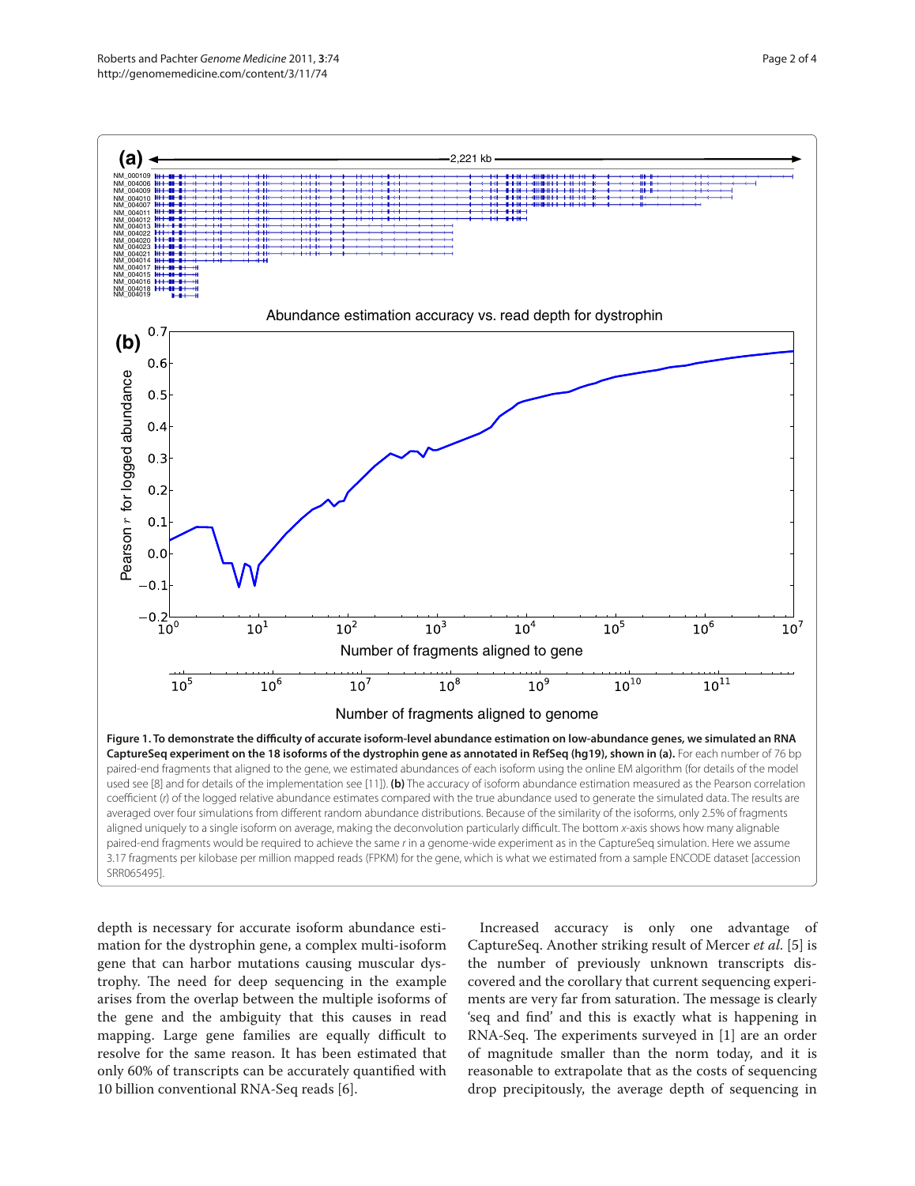**Figure 1. To demonstrate the difficulty of accurate isoform-level abundance estimation on low-abundance genes, we simulated an RNA CaptureSeq experiment on the 18 isoforms of the dystrophin gene as annotated in RefSeq (hg19), shown in (a).** For each number of 76 bp paired-end fragments that aligned to the gene, we estimated abundances of each isoform using the online EM algorithm (for details of the model used see [8] and for details of the implementation see [11]). **(b)** The accuracy of isoform abundance estimation measured as the Pearson correlation coefficient (*r*) of the logged relative abundance estimates compared with the true abundance used to generate the simulated data. The results are averaged over four simulations from different random abundance distributions. Because of the similarity of the isoforms, only 2.5% of fragments aligned uniquely to a single isoform on average, making the deconvolution particularly difficult. The bottom *x*-axis shows how many alignable paired-end fragments would be required to achieve the same *r* in a genome-wide experiment as in the CaptureSeq simulation. Here we assume 3.17 fragments per kilobase per million mapped reads (FPKM) for the gene, which is what we estimated from a sample ENCODE dataset [accession SRR065495].

depth is necessary for accurate isoform abundance estimation for the dystrophin gene, a complex multi-isoform gene that can harbor mutations causing muscular dystrophy. The need for deep sequencing in the example arises from the overlap between the multiple isoforms of the gene and the ambiguity that this causes in read mapping. Large gene families are equally difficult to resolve for the same reason. It has been estimated that only 60% of transcripts can be accurately quantified with 10 billion conventional RNA-Seq reads [6].

Increased accuracy is only one advantage of CaptureSeq. Another striking result of Mercer *et al*. [5] is the number of previously unknown transcripts discovered and the corollary that current sequencing experiments are very far from saturation. The message is clearly 'seq and find' and this is exactly what is happening in RNA-Seq. The experiments surveyed in [1] are an order of magnitude smaller than the norm today, and it is reasonable to extrapolate that as the costs of sequencing drop precipitously, the average depth of sequencing in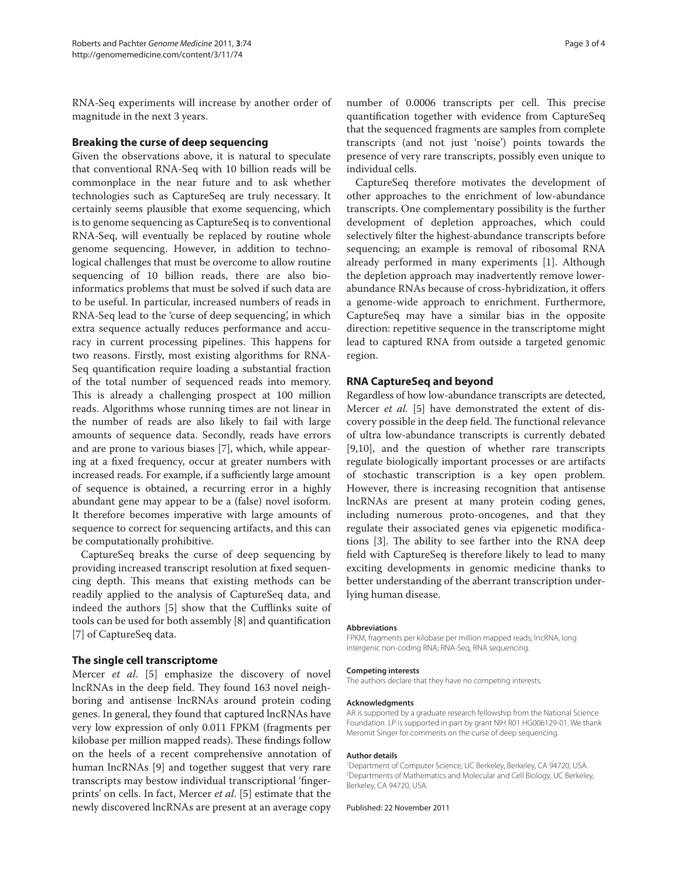RNA-Seq experiments will increase by another order of magnitude in the next 3 years.

## Breaking the curse of deep sequencing

Given the observations above, it is natural to speculate that conventional RNA-Seq with 10 billion reads will be commonplace in the near future and to ask whether technologies such as CaptureSeq are truly necessary. It certainly seems plausible that exome sequencing, which is to genome sequencing as CaptureSeq is to conventional RNA-Seq, will eventually be replaced by routine whole genome sequencing. However, in addition to technological challenges that must be overcome to allow routine sequencing of 10 billion reads, there are also bioinformatics problems that must be solved if such data are to be useful. In particular, increased numbers of reads in RNA-Seq lead to the 'curse of deep sequencing', in which extra sequence actually reduces performance and accuracy in current processing pipelines. This happens for two reasons. Firstly, most existing algorithms for RNA-Seq quantification require loading a substantial fraction of the total number of sequenced reads into memory. This is already a challenging prospect at 100 million reads. Algorithms whose running times are not linear in the number of reads are also likely to fail with large amounts of sequence data. Secondly, reads have errors and are prone to various biases [7], which, while appearing at a fixed frequency, occur at greater numbers with increased reads. For example, if a sufficiently large amount of sequence is obtained, a recurring error in a highly abundant gene may appear to be a (false) novel isoform. It therefore becomes imperative with large amounts of sequence to correct for sequencing artifacts, and this can be computationally prohibitive.

CaptureSeq breaks the curse of deep sequencing by providing increased transcript resolution at fixed sequencing depth. This means that existing methods can be readily applied to the analysis of CaptureSeq data, and indeed the authors [5] show that the Cufflinks suite of tools can be used for both assembly [8] and quantification [7] of CaptureSeq data.

## The single cell transcriptome

Mercer *et al.* [5] emphasize the discovery of novel lncRNAs in the deep field. They found 163 novel neighboring and antisense lncRNAs around protein coding genes. In general, they found that captured lncRNAs have very low expression of only 0.011 FPKM (fragments per kilobase per million mapped reads). These findings follow on the heels of a recent comprehensive annotation of human lncRNAs [9] and together suggest that very rare transcripts may bestow individual transcriptional 'fingerprints' on cells. In fact, Mercer *et al.* [5] estimate that the newly discovered lncRNAs are present at an average copy number of 0.0006 transcripts per cell. This precise quantification together with evidence from CaptureSeq that the sequenced fragments are samples from complete transcripts (and not just 'noise') points towards the presence of very rare transcripts, possibly even unique to individual cells.

CaptureSeq therefore motivates the development of other approaches to the enrichment of low-abundance transcripts. One complementary possibility is the further development of depletion approaches, which could selectively filter the highest-abundance transcripts before sequencing; an example is removal of ribosomal RNA already performed in many experiments [1]. Although the depletion approach may inadvertently remove lower-abundance RNAs because of cross-hybridization, it offers a genome-wide approach to enrichment. Furthermore, CaptureSeq may have a similar bias in the opposite direction: repetitive sequence in the transcriptome might lead to captured RNA from outside a targeted genomic region.

## RNA CaptureSeq and beyond

Regardless of how low-abundance transcripts are detected, Mercer *et al.* [5] have demonstrated the extent of discovery possible in the deep field. The functional relevance of ultra low-abundance transcripts is currently debated [9,10], and the question of whether rare transcripts regulate biologically important processes or are artifacts of stochastic transcription is a key open problem. However, there is increasing recognition that antisense lncRNAs are present at many protein coding genes, including numerous proto-oncogenes, and that they regulate their associated genes via epigenetic modifications [3]. The ability to see farther into the RNA deep field with CaptureSeq is therefore likely to lead to many exciting developments in genomic medicine thanks to better understanding of the aberrant transcription underlying human disease.

#### Abbreviations

FPKM, fragments per kilobase per million mapped reads; lncRNA, long intergenic non-coding RNA; RNA-Seq, RNA sequencing.

#### Competing interests

The authors declare that they have no competing interests.

#### Acknowledgments

AR is supported by a graduate research fellowship from the National Science Foundation. LP is supported in part by grant NIH R01 HG006129-01. We thank Meromit Singer for comments on the curse of deep sequencing.

#### Author details

[1]Department of Computer Science, UC Berkeley, Berkeley, CA 94720, USA. [2]Departments of Mathematics and Molecular and Cell Biology, UC Berkeley, Berkeley, CA 94720, USA.

Published: 22 November 2011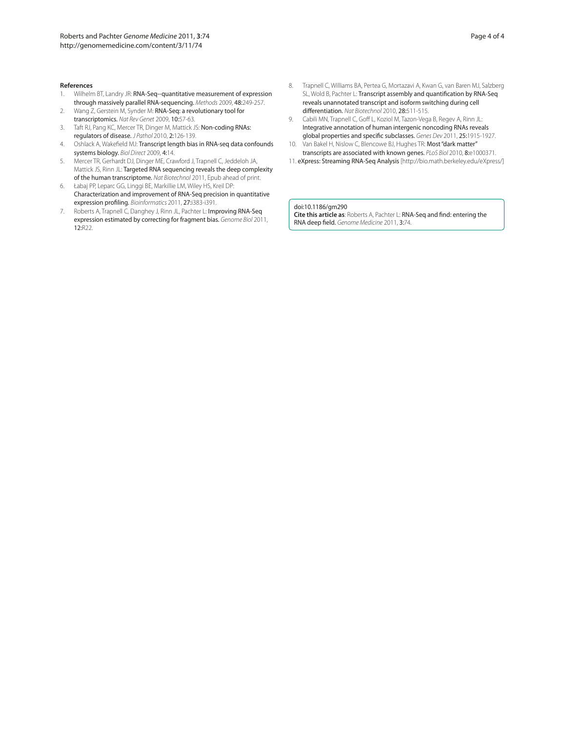### References

1. Wilhelm BT, Landry JR: **RNA-Seq--quantitative measurement of expression through massively parallel RNA-sequencing.** *Methods* 2009, **48:**249-257.
2. Wang Z, Gerstein M, Synder M: **RNA-Seq: a revolutionary tool for transcriptomics.** *Nat Rev Genet* 2009, **10:**57-63.
3. Taft RJ, Pang KC, Mercer TR, Dinger M, Mattick JS: **Non-coding RNAs: regulators of disease.** *J Pathol* 2010, **2:**126-139.
4. Oshlack A, Wakefield MJ: **Transcript length bias in RNA-seq data confounds systems biology.** *Biol Direct* 2009, **4:**14.
5. Mercer TR, Gerhardt DJ, Dinger ME, Crawford J, Trapnell C, Jeddeloh JA, Mattick JS, Rinn JL: **Targeted RNA sequencing reveals the deep complexity of the human transcriptome.** *Nat Biotechnol* 2011, Epub ahead of print.
6. Łabaj PP, Leparc GG, Linggi BE, Markillie LM, Wiley HS, Kreil DP: **Characterization and improvement of RNA-Seq precision in quantitative expression profiling.** *Bioinformatics* 2011, **27:**i383-i391.
7. Roberts A, Trapnell C, Danghey J, Rinn JL, Pachter L: **Improving RNA-Seq expression estimated by correcting for fragment bias.** *Genome Biol* 2011, **12:**R22.
8. Trapnell C, Williams BA, Pertea G, Mortazavi A, Kwan G, van Baren MJ, Salzberg SL, Wold B, Pachter L: **Transcript assembly and quantification by RNA-Seq reveals unannotated transcript and isoform switching during cell differentiation.** *Nat Biotechnol* 2010, **28:**511-515.
9. Cabili MN, Trapnell C, Goff L, Koziol M, Tazon-Vega B, Regev A, Rinn JL: **Integrative annotation of human intergenic noncoding RNAs reveals global properties and specific subclasses.** *Genes Dev* 2011, **25:**1915-1927.
10. Van Bakel H, Nislow C, Blencowe BJ, Hughes TR: **Most "dark matter" transcripts are associated with known genes.** *PLoS Biol* 2010, **8:**e1000371.
11. **eXpress: Streaming RNA-Seq Analysis** [http://bio.math.berkeley.edu/eXpress/]

doi:10.1186/gm290
**Cite this article as**: Roberts A, Pachter L: **RNA-Seq and find: entering the RNA deep field.** *Genome Medicine* 2011, **3:**74.